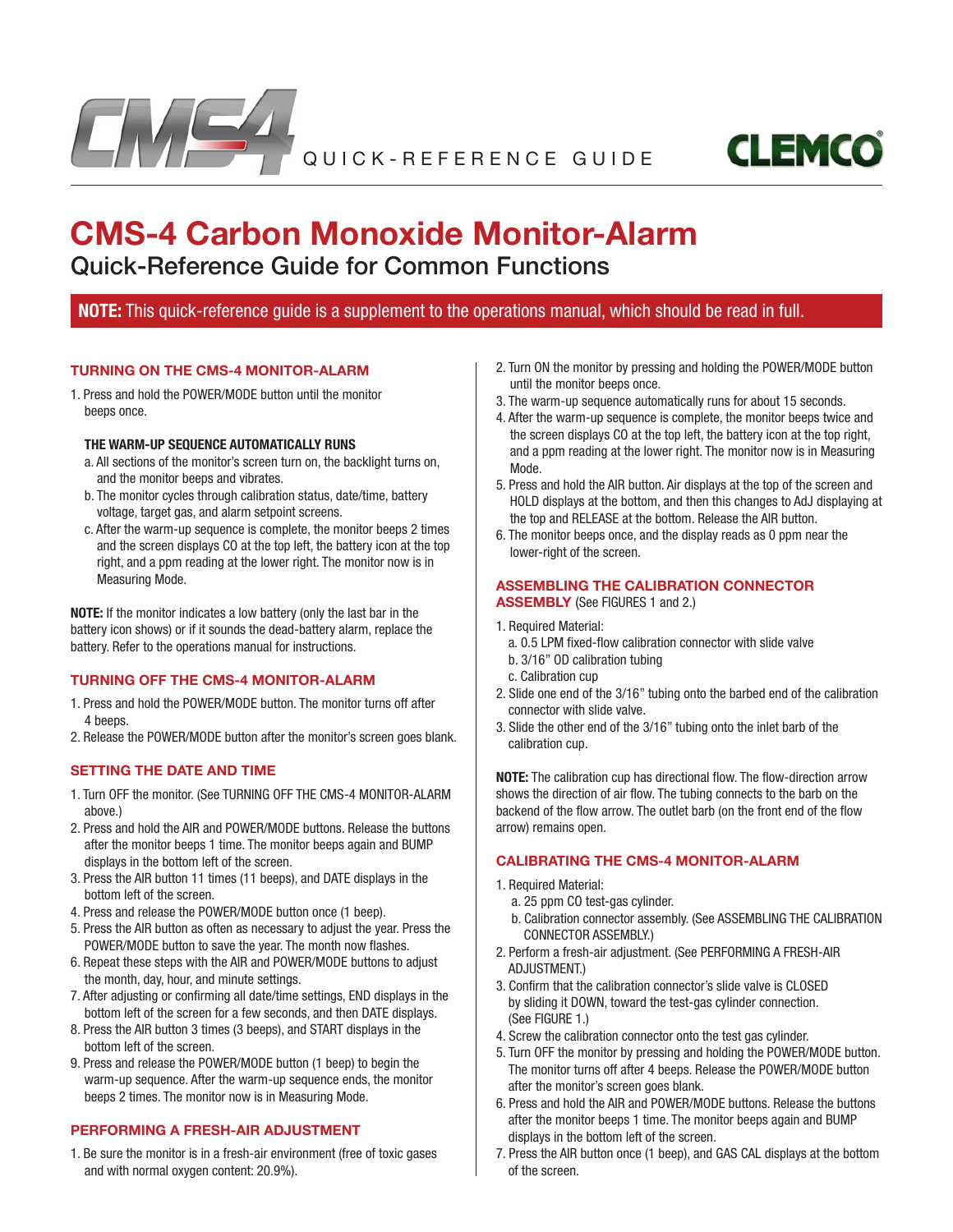CMS4 QUICK-REFERENCE GUIDE

CLEMCO

# CMS-4 Carbon Monoxide Monitor-Alarm

## Quick-Reference Guide for Common Functions

**NOTE:** This quick-reference guide is a supplement to the operations manual, which should be read in full.

### TURNING ON THE CMS-4 MONITOR-ALARM

1. Press and hold the POWER/MODE button until the monitor beeps once.

**THE WARM-UP SEQUENCE AUTOMATICALLY RUNS**

a. All sections of the monitor's screen turn on, the backlight turns on, and the monitor beeps and vibrates.
b. The monitor cycles through calibration status, date/time, battery voltage, target gas, and alarm setpoint screens.
c. After the warm-up sequence is complete, the monitor beeps 2 times and the screen displays CO at the top left, the battery icon at the top right, and a ppm reading at the lower right. The monitor now is in Measuring Mode.

**NOTE:** If the monitor indicates a low battery (only the last bar in the battery icon shows) or if it sounds the dead-battery alarm, replace the battery. Refer to the operations manual for instructions.

### TURNING OFF THE CMS-4 MONITOR-ALARM

1. Press and hold the POWER/MODE button. The monitor turns off after 4 beeps.
2. Release the POWER/MODE button after the monitor's screen goes blank.

### SETTING THE DATE AND TIME

1. Turn OFF the monitor. (See TURNING OFF THE CMS-4 MONITOR-ALARM above.)
2. Press and hold the AIR and POWER/MODE buttons. Release the buttons after the monitor beeps 1 time. The monitor beeps again and BUMP displays in the bottom left of the screen.
3. Press the AIR button 11 times (11 beeps), and DATE displays in the bottom left of the screen.
4. Press and release the POWER/MODE button once (1 beep).
5. Press the AIR button as often as necessary to adjust the year. Press the POWER/MODE button to save the year. The month now flashes.
6. Repeat these steps with the AIR and POWER/MODE buttons to adjust the month, day, hour, and minute settings.
7. After adjusting or confirming all date/time settings, END displays in the bottom left of the screen for a few seconds, and then DATE displays.
8. Press the AIR button 3 times (3 beeps), and START displays in the bottom left of the screen.
9. Press and release the POWER/MODE button (1 beep) to begin the warm-up sequence. After the warm-up sequence ends, the monitor beeps 2 times. The monitor now is in Measuring Mode.

### PERFORMING A FRESH-AIR ADJUSTMENT

1. Be sure the monitor is in a fresh-air environment (free of toxic gases and with normal oxygen content: 20.9%).
2. Turn ON the monitor by pressing and holding the POWER/MODE button until the monitor beeps once.
3. The warm-up sequence automatically runs for about 15 seconds.
4. After the warm-up sequence is complete, the monitor beeps twice and the screen displays CO at the top left, the battery icon at the top right, and a ppm reading at the lower right. The monitor now is in Measuring Mode.
5. Press and hold the AIR button. Air displays at the top of the screen and HOLD displays at the bottom, and then this changes to AdJ displaying at the top and RELEASE at the bottom. Release the AIR button.
6. The monitor beeps once, and the display reads as 0 ppm near the lower-right of the screen.

### ASSEMBLING THE CALIBRATION CONNECTOR ASSEMBLY (See FIGURES 1 and 2.)

1. Required Material:
   a. 0.5 LPM fixed-flow calibration connector with slide valve
   b. 3/16" OD calibration tubing
   c. Calibration cup
2. Slide one end of the 3/16" tubing onto the barbed end of the calibration connector with slide valve.
3. Slide the other end of the 3/16" tubing onto the inlet barb of the calibration cup.

**NOTE:** The calibration cup has directional flow. The flow-direction arrow shows the direction of air flow. The tubing connects to the barb on the backend of the flow arrow. The outlet barb (on the front end of the flow arrow) remains open.

### CALIBRATING THE CMS-4 MONITOR-ALARM

1. Required Material:
   a. 25 ppm CO test-gas cylinder.
   b. Calibration connector assembly. (See ASSEMBLING THE CALIBRATION CONNECTOR ASSEMBLY.)
2. Perform a fresh-air adjustment. (See PERFORMING A FRESH-AIR ADJUSTMENT.)
3. Confirm that the calibration connector's slide valve is CLOSED by sliding it DOWN, toward the test-gas cylinder connection. (See FIGURE 1.)
4. Screw the calibration connector onto the test gas cylinder.
5. Turn OFF the monitor by pressing and holding the POWER/MODE button. The monitor turns off after 4 beeps. Release the POWER/MODE button after the monitor's screen goes blank.
6. Press and hold the AIR and POWER/MODE buttons. Release the buttons after the monitor beeps 1 time. The monitor beeps again and BUMP displays in the bottom left of the screen.
7. Press the AIR button once (1 beep), and GAS CAL displays at the bottom of the screen.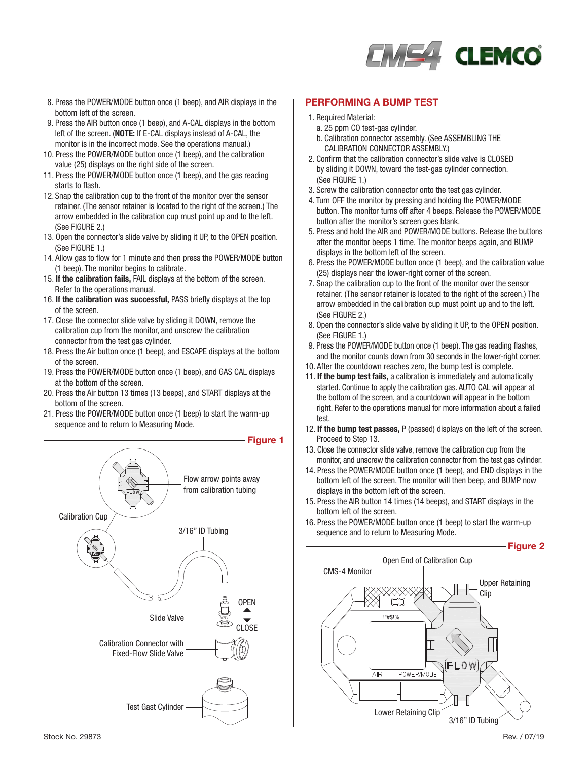8. Press the POWER/MODE button once (1 beep), and AIR displays in the bottom left of the screen.
9. Press the AIR button once (1 beep), and A-CAL displays in the bottom left of the screen. (**NOTE:** If E-CAL displays instead of A-CAL, the monitor is in the incorrect mode. See the operations manual.)
10. Press the POWER/MODE button once (1 beep), and the calibration value (25) displays on the right side of the screen.
11. Press the POWER/MODE button once (1 beep), and the gas reading starts to flash.
12. Snap the calibration cup to the front of the monitor over the sensor retainer. (The sensor retainer is located to the right of the screen.) The arrow embedded in the calibration cup must point up and to the left. (See FIGURE 2.)
13. Open the connector's slide valve by sliding it UP, to the OPEN position. (See FIGURE 1.)
14. Allow gas to flow for 1 minute and then press the POWER/MODE button (1 beep). The monitor begins to calibrate.
15. **If the calibration fails,** FAIL displays at the bottom of the screen. Refer to the operations manual.
16. **If the calibration was successful,** PASS briefly displays at the top of the screen.
17. Close the connector slide valve by sliding it DOWN, remove the calibration cup from the monitor, and unscrew the calibration connector from the test gas cylinder.
18. Press the Air button once (1 beep), and ESCAPE displays at the bottom of the screen.
19. Press the POWER/MODE button once (1 beep), and GAS CAL displays at the bottom of the screen.
20. Press the Air button 13 times (13 beeps), and START displays at the bottom of the screen.
21. Press the POWER/MODE button once (1 beep) to start the warm-up sequence and to return to Measuring Mode.

**Figure 1**

Calibration Cup

Flow arrow points away from calibration tubing

3/16" ID Tubing

OPEN

CLOSE

Slide Valve

Calibration Connector with Fixed-Flow Slide Valve

Test Gast Cylinder

## PERFORMING A BUMP TEST

1. Required Material:
   a. 25 ppm CO test-gas cylinder.
   b. Calibration connector assembly. (See ASSEMBLING THE CALIBRATION CONNECTOR ASSEMBLY.)
2. Confirm that the calibration connector's slide valve is CLOSED by sliding it DOWN, toward the test-gas cylinder connection. (See FIGURE 1.)
3. Screw the calibration connector onto the test gas cylinder.
4. Turn OFF the monitor by pressing and holding the POWER/MODE button. The monitor turns off after 4 beeps. Release the POWER/MODE button after the monitor's screen goes blank.
5. Press and hold the AIR and POWER/MODE buttons. Release the buttons after the monitor beeps 1 time. The monitor beeps again, and BUMP displays in the bottom left of the screen.
6. Press the POWER/MODE button once (1 beep), and the calibration value (25) displays near the lower-right corner of the screen.
7. Snap the calibration cup to the front of the monitor over the sensor retainer. (The sensor retainer is located to the right of the screen.) The arrow embedded in the calibration cup must point up and to the left. (See FIGURE 2.)
8. Open the connector's slide valve by sliding it UP, to the OPEN position. (See FIGURE 1.)
9. Press the POWER/MODE button once (1 beep). The gas reading flashes, and the monitor counts down from 30 seconds in the lower-right corner.
10. After the countdown reaches zero, the bump test is complete.
11. **If the bump test fails,** a calibration is immediately and automatically started. Continue to apply the calibration gas. AUTO CAL will appear at the bottom of the screen, and a countdown will appear in the bottom right. Refer to the operations manual for more information about a failed test.
12. **If the bump test passes,** P (passed) displays on the left of the screen. Proceed to Step 13.
13. Close the connector slide valve, remove the calibration cup from the monitor, and unscrew the calibration connector from the test gas cylinder.
14. Press the POWER/MODE button once (1 beep), and END displays in the bottom left of the screen. The monitor will then beep, and BUMP now displays in the bottom left of the screen.
15. Press the AIR button 14 times (14 beeps), and START displays in the bottom left of the screen.
16. Press the POWER/MODE button once (1 beep) to start the warm-up sequence and to return to Measuring Mode.

**Figure 2**

CMS-4 Monitor

Open End of Calibration Cup

Upper Retaining Clip

CO

AIR

POWER/MODE

FLOW

Lower Retaining Clip

3/16" ID Tubing

Stock No. 29873

Rev. / 07/19